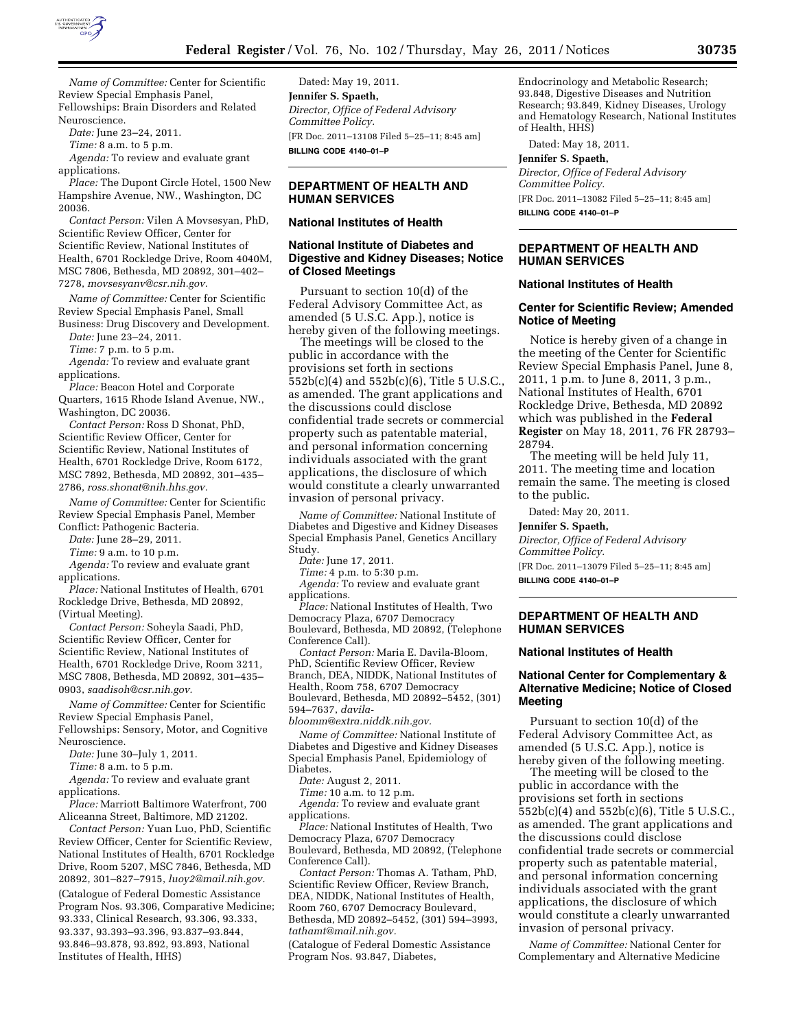*Name of Committee:* Center for Scientific Review Special Emphasis Panel, Fellowships: Brain Disorders and Related Neuroscience.

*Date:* June 23–24, 2011.

*Time:* 8 a.m. to 5 p.m.

*Agenda:* To review and evaluate grant applications.

*Place:* The Dupont Circle Hotel, 1500 New Hampshire Avenue, NW., Washington, DC 20036.

*Contact Person:* Vilen A Movsesyan, PhD, Scientific Review Officer, Center for Scientific Review, National Institutes of Health, 6701 Rockledge Drive, Room 4040M, MSC 7806, Bethesda, MD 20892, 301–402–7278, *movsesyanv@csr.nih.gov.*

*Name of Committee:* Center for Scientific Review Special Emphasis Panel, Small Business: Drug Discovery and Development.

*Date:* June 23–24, 2011.

*Time:* 7 p.m. to 5 p.m.

*Agenda:* To review and evaluate grant applications.

*Place:* Beacon Hotel and Corporate Quarters, 1615 Rhode Island Avenue, NW., Washington, DC 20036.

*Contact Person:* Ross D Shonat, PhD, Scientific Review Officer, Center for Scientific Review, National Institutes of Health, 6701 Rockledge Drive, Room 6172, MSC 7892, Bethesda, MD 20892, 301–435–2786, *ross.shonat@nih.hhs.gov.*

*Name of Committee:* Center for Scientific Review Special Emphasis Panel, Member Conflict: Pathogenic Bacteria.

*Date:* June 28–29, 2011.

*Time:* 9 a.m. to 10 p.m.

*Agenda:* To review and evaluate grant applications.

*Place:* National Institutes of Health, 6701 Rockledge Drive, Bethesda, MD 20892, (Virtual Meeting).

*Contact Person:* Soheyla Saadi, PhD, Scientific Review Officer, Center for Scientific Review, National Institutes of Health, 6701 Rockledge Drive, Room 3211, MSC 7808, Bethesda, MD 20892, 301–435–0903, *saadisoh@csr.nih.gov.*

*Name of Committee:* Center for Scientific Review Special Emphasis Panel, Fellowships: Sensory, Motor, and Cognitive Neuroscience.

*Date:* June 30–July 1, 2011.

*Time:* 8 a.m. to 5 p.m.

*Agenda:* To review and evaluate grant applications.

*Place:* Marriott Baltimore Waterfront, 700 Aliceanna Street, Baltimore, MD 21202.

*Contact Person:* Yuan Luo, PhD, Scientific Review Officer, Center for Scientific Review, National Institutes of Health, 6701 Rockledge Drive, Room 5207, MSC 7846, Bethesda, MD 20892, 301–827–7915, *luoy2@mail.nih.gov.*

(Catalogue of Federal Domestic Assistance Program Nos. 93.306, Comparative Medicine; 93.333, Clinical Research, 93.306, 93.333, 93.337, 93.393–93.396, 93.837–93.844, 93.846–93.878, 93.892, 93.893, National Institutes of Health, HHS)

Dated: May 19, 2011.

**Jennifer S. Spaeth,**

*Director, Office of Federal Advisory Committee Policy.*

[FR Doc. 2011–13108 Filed 5–25–11; 8:45 am]

**BILLING CODE 4140–01–P**

## DEPARTMENT OF HEALTH AND HUMAN SERVICES

### National Institutes of Health

### National Institute of Diabetes and Digestive and Kidney Diseases; Notice of Closed Meetings

Pursuant to section 10(d) of the Federal Advisory Committee Act, as amended (5 U.S.C. App.), notice is hereby given of the following meetings.

The meetings will be closed to the public in accordance with the provisions set forth in sections 552b(c)(4) and 552b(c)(6), Title 5 U.S.C., as amended. The grant applications and the discussions could disclose confidential trade secrets or commercial property such as patentable material, and personal information concerning individuals associated with the grant applications, the disclosure of which would constitute a clearly unwarranted invasion of personal privacy.

*Name of Committee:* National Institute of Diabetes and Digestive and Kidney Diseases Special Emphasis Panel, Genetics Ancillary Study.

*Date:* June 17, 2011.

*Time:* 4 p.m. to 5:30 p.m.

*Agenda:* To review and evaluate grant applications.

*Place:* National Institutes of Health, Two Democracy Plaza, 6707 Democracy Boulevard, Bethesda, MD 20892, (Telephone Conference Call).

*Contact Person:* Maria E. Davila-Bloom, PhD, Scientific Review Officer, Review Branch, DEA, NIDDK, National Institutes of Health, Room 758, 6707 Democracy Boulevard, Bethesda, MD 20892–5452, (301) 594–7637, *davila-bloomm@extra.niddk.nih.gov.*

*Name of Committee:* National Institute of Diabetes and Digestive and Kidney Diseases Special Emphasis Panel, Epidemiology of Diabetes.

*Date:* August 2, 2011.

*Time:* 10 a.m. to 12 p.m.

*Agenda:* To review and evaluate grant applications.

*Place:* National Institutes of Health, Two Democracy Plaza, 6707 Democracy Boulevard, Bethesda, MD 20892, (Telephone Conference Call).

*Contact Person:* Thomas A. Tatham, PhD, Scientific Review Officer, Review Branch, DEA, NIDDK, National Institutes of Health, Room 760, 6707 Democracy Boulevard, Bethesda, MD 20892–5452, (301) 594–3993, *tathamt@mail.nih.gov.*

(Catalogue of Federal Domestic Assistance Program Nos. 93.847, Diabetes, Endocrinology and Metabolic Research; 93.848, Digestive Diseases and Nutrition Research; 93.849, Kidney Diseases, Urology and Hematology Research, National Institutes of Health, HHS)

Dated: May 18, 2011.

**Jennifer S. Spaeth,**

*Director, Office of Federal Advisory Committee Policy.*

[FR Doc. 2011–13082 Filed 5–25–11; 8:45 am]

**BILLING CODE 4140–01–P**

## DEPARTMENT OF HEALTH AND HUMAN SERVICES

### National Institutes of Health

### Center for Scientific Review; Amended Notice of Meeting

Notice is hereby given of a change in the meeting of the Center for Scientific Review Special Emphasis Panel, June 8, 2011, 1 p.m. to June 8, 2011, 3 p.m., National Institutes of Health, 6701 Rockledge Drive, Bethesda, MD 20892 which was published in the **Federal Register** on May 18, 2011, 76 FR 28793–28794.

The meeting will be held July 11, 2011. The meeting time and location remain the same. The meeting is closed to the public.

Dated: May 20, 2011.

**Jennifer S. Spaeth,**

*Director, Office of Federal Advisory Committee Policy.*

[FR Doc. 2011–13079 Filed 5–25–11; 8:45 am]

**BILLING CODE 4140–01–P**

## DEPARTMENT OF HEALTH AND HUMAN SERVICES

### National Institutes of Health

### National Center for Complementary & Alternative Medicine; Notice of Closed Meeting

Pursuant to section 10(d) of the Federal Advisory Committee Act, as amended (5 U.S.C. App.), notice is hereby given of the following meeting.

The meeting will be closed to the public in accordance with the provisions set forth in sections 552b(c)(4) and 552b(c)(6), Title 5 U.S.C., as amended. The grant applications and the discussions could disclose confidential trade secrets or commercial property such as patentable material, and personal information concerning individuals associated with the grant applications, the disclosure of which would constitute a clearly unwarranted invasion of personal privacy.

*Name of Committee:* National Center for Complementary and Alternative Medicine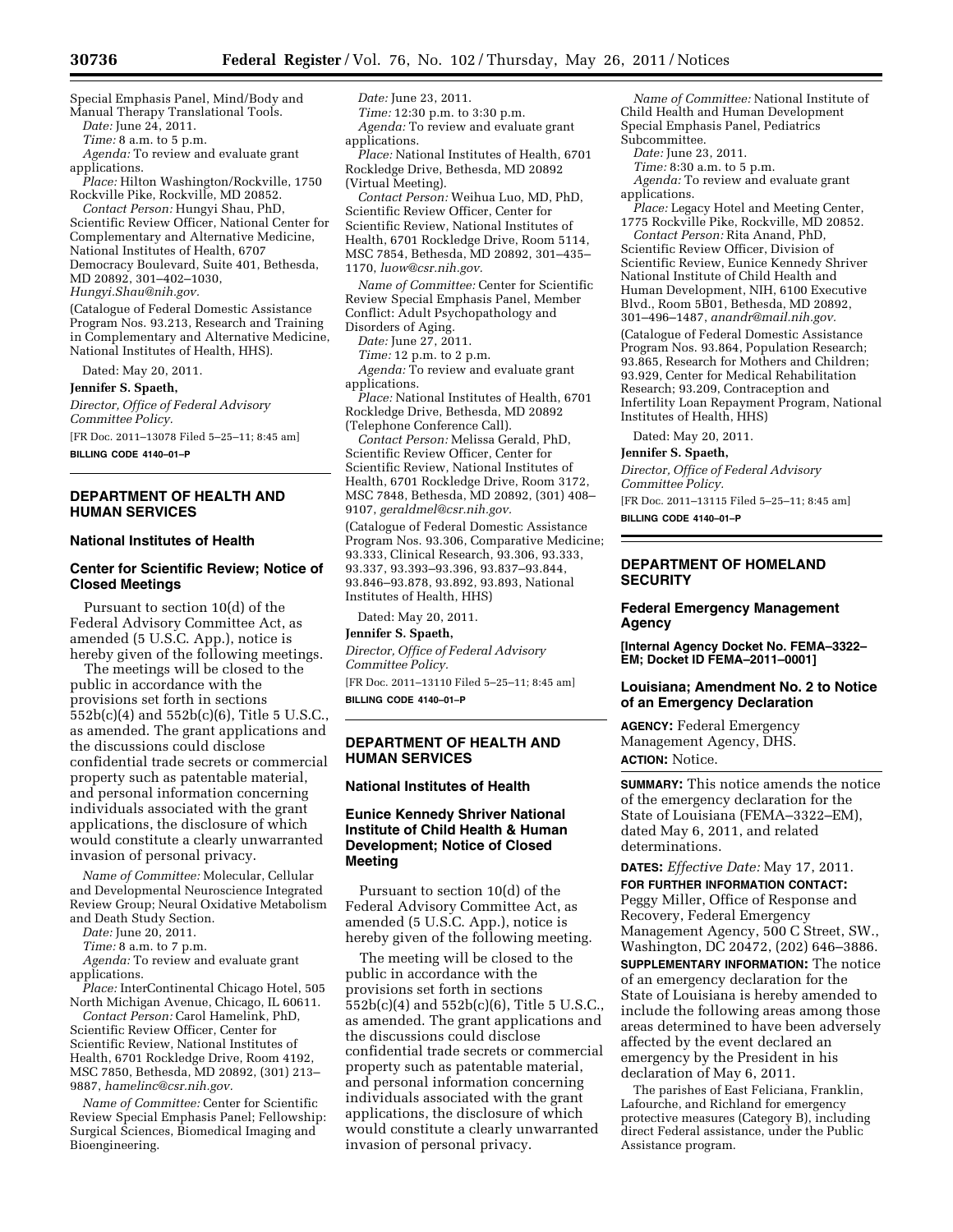Special Emphasis Panel, Mind/Body and Manual Therapy Translational Tools.

*Date:* June 24, 2011.

*Time:* 8 a.m. to 5 p.m.

*Agenda:* To review and evaluate grant applications.

*Place:* Hilton Washington/Rockville, 1750 Rockville Pike, Rockville, MD 20852.

*Contact Person:* Hungyi Shau, PhD, Scientific Review Officer, National Center for Complementary and Alternative Medicine, National Institutes of Health, 6707 Democracy Boulevard, Suite 401, Bethesda, MD 20892, 301–402–1030, *Hungyi.Shau@nih.gov.*

(Catalogue of Federal Domestic Assistance Program Nos. 93.213, Research and Training in Complementary and Alternative Medicine, National Institutes of Health, HHS).

Dated: May 20, 2011.

**Jennifer S. Spaeth,**

*Director, Office of Federal Advisory Committee Policy.*

[FR Doc. 2011–13078 Filed 5–25–11; 8:45 am]

**BILLING CODE 4140–01–P**

## DEPARTMENT OF HEALTH AND HUMAN SERVICES

### National Institutes of Health

### Center for Scientific Review; Notice of Closed Meetings

Pursuant to section 10(d) of the Federal Advisory Committee Act, as amended (5 U.S.C. App.), notice is hereby given of the following meetings.

The meetings will be closed to the public in accordance with the provisions set forth in sections 552b(c)(4) and 552b(c)(6), Title 5 U.S.C., as amended. The grant applications and the discussions could disclose confidential trade secrets or commercial property such as patentable material, and personal information concerning individuals associated with the grant applications, the disclosure of which would constitute a clearly unwarranted invasion of personal privacy.

*Name of Committee:* Molecular, Cellular and Developmental Neuroscience Integrated Review Group; Neural Oxidative Metabolism and Death Study Section.

*Date:* June 20, 2011.

*Time:* 8 a.m. to 7 p.m.

*Agenda:* To review and evaluate grant applications.

*Place:* InterContinental Chicago Hotel, 505 North Michigan Avenue, Chicago, IL 60611.

*Contact Person:* Carol Hamelink, PhD, Scientific Review Officer, Center for Scientific Review, National Institutes of Health, 6701 Rockledge Drive, Room 4192, MSC 7850, Bethesda, MD 20892, (301) 213–9887, *hamelinc@csr.nih.gov.*

*Name of Committee:* Center for Scientific Review Special Emphasis Panel; Fellowship: Surgical Sciences, Biomedical Imaging and Bioengineering.

*Date:* June 23, 2011.

*Time:* 12:30 p.m. to 3:30 p.m.

*Agenda:* To review and evaluate grant applications.

*Place:* National Institutes of Health, 6701 Rockledge Drive, Bethesda, MD 20892 (Virtual Meeting).

*Contact Person:* Weihua Luo, MD, PhD, Scientific Review Officer, Center for Scientific Review, National Institutes of Health, 6701 Rockledge Drive, Room 5114, MSC 7854, Bethesda, MD 20892, 301–435–1170, *luow@csr.nih.gov.*

*Name of Committee:* Center for Scientific Review Special Emphasis Panel, Member Conflict: Adult Psychopathology and Disorders of Aging.

*Date:* June 27, 2011.

*Time:* 12 p.m. to 2 p.m.

*Agenda:* To review and evaluate grant applications.

*Place:* National Institutes of Health, 6701 Rockledge Drive, Bethesda, MD 20892 (Telephone Conference Call).

*Contact Person:* Melissa Gerald, PhD, Scientific Review Officer, Center for Scientific Review, National Institutes of Health, 6701 Rockledge Drive, Room 3172, MSC 7848, Bethesda, MD 20892, (301) 408–9107, *geraldmel@csr.nih.gov.*

(Catalogue of Federal Domestic Assistance Program Nos. 93.306, Comparative Medicine; 93.333, Clinical Research, 93.306, 93.333, 93.337, 93.393–93.396, 93.837–93.844, 93.846–93.878, 93.892, 93.893, National Institutes of Health, HHS)

Dated: May 20, 2011.

**Jennifer S. Spaeth,**

*Director, Office of Federal Advisory Committee Policy.*

[FR Doc. 2011–13110 Filed 5–25–11; 8:45 am]

**BILLING CODE 4140–01–P**

## DEPARTMENT OF HEALTH AND HUMAN SERVICES

### National Institutes of Health

### Eunice Kennedy Shriver National Institute of Child Health & Human Development; Notice of Closed Meeting

Pursuant to section 10(d) of the Federal Advisory Committee Act, as amended (5 U.S.C. App.), notice is hereby given of the following meeting.

The meeting will be closed to the public in accordance with the provisions set forth in sections 552b(c)(4) and 552b(c)(6), Title 5 U.S.C., as amended. The grant applications and the discussions could disclose confidential trade secrets or commercial property such as patentable material, and personal information concerning individuals associated with the grant applications, the disclosure of which would constitute a clearly unwarranted invasion of personal privacy.

*Name of Committee:* National Institute of Child Health and Human Development Special Emphasis Panel, Pediatrics Subcommittee.

*Date:* June 23, 2011.

*Time:* 8:30 a.m. to 5 p.m.

*Agenda:* To review and evaluate grant applications.

*Place:* Legacy Hotel and Meeting Center, 1775 Rockville Pike, Rockville, MD 20852.

*Contact Person:* Rita Anand, PhD, Scientific Review Officer, Division of Scientific Review, Eunice Kennedy Shriver National Institute of Child Health and Human Development, NIH, 6100 Executive Blvd., Room 5B01, Bethesda, MD 20892, 301–496–1487, *anandr@mail.nih.gov.*

(Catalogue of Federal Domestic Assistance Program Nos. 93.864, Population Research; 93.865, Research for Mothers and Children; 93.929, Center for Medical Rehabilitation Research; 93.209, Contraception and Infertility Loan Repayment Program, National Institutes of Health, HHS)

Dated: May 20, 2011.

**Jennifer S. Spaeth,**

*Director, Office of Federal Advisory Committee Policy.*

[FR Doc. 2011–13115 Filed 5–25–11; 8:45 am]

**BILLING CODE 4140–01–P**

## DEPARTMENT OF HOMELAND SECURITY

### Federal Emergency Management Agency

**[Internal Agency Docket No. FEMA–3322–EM; Docket ID FEMA–2011–0001]**

### Louisiana; Amendment No. 2 to Notice of an Emergency Declaration

**AGENCY:** Federal Emergency Management Agency, DHS.

**ACTION:** Notice.

**SUMMARY:** This notice amends the notice of the emergency declaration for the State of Louisiana (FEMA–3322–EM), dated May 6, 2011, and related determinations.

**DATES:** *Effective Date:* May 17, 2011.

**FOR FURTHER INFORMATION CONTACT:** Peggy Miller, Office of Response and Recovery, Federal Emergency Management Agency, 500 C Street, SW., Washington, DC 20472, (202) 646–3886.

**SUPPLEMENTARY INFORMATION:** The notice of an emergency declaration for the State of Louisiana is hereby amended to include the following areas among those areas determined to have been adversely affected by the event declared an emergency by the President in his declaration of May 6, 2011.

The parishes of East Feliciana, Franklin, Lafourche, and Richland for emergency protective measures (Category B), including direct Federal assistance, under the Public Assistance program.